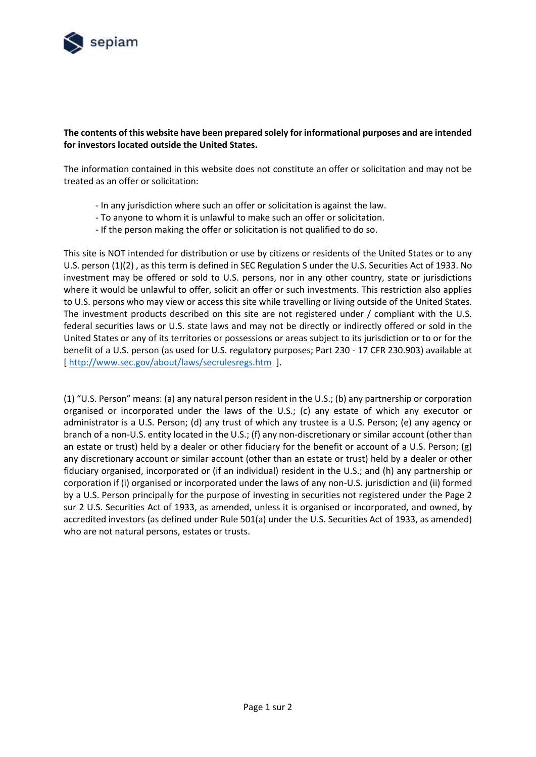**The contents of this website have been prepared solely for informational purposes and are intended for investors located outside the United States.**

The information contained in this website does not constitute an offer or solicitation and may not be treated as an offer or solicitation:

- In any jurisdiction where such an offer or solicitation is against the law.
- To anyone to whom it is unlawful to make such an offer or solicitation.
- If the person making the offer or solicitation is not qualified to do so.

This site is NOT intended for distribution or use by citizens or residents of the United States or to any U.S. person (1)(2) , as this term is defined in SEC Regulation S under the U.S. Securities Act of 1933. No investment may be offered or sold to U.S. persons, nor in any other country, state or jurisdictions where it would be unlawful to offer, solicit an offer or such investments. This restriction also applies to U.S. persons who may view or access this site while travelling or living outside of the United States. The investment products described on this site are not registered under / compliant with the U.S. federal securities laws or U.S. state laws and may not be directly or indirectly offered or sold in the United States or any of its territories or possessions or areas subject to its jurisdiction or to or for the benefit of a U.S. person (as used for U.S. regulatory purposes; Part 230 - 17 CFR 230.903) available at [ http://www.sec.gov/about/laws/secrulesregs.htm ].

(1) "U.S. Person" means: (a) any natural person resident in the U.S.; (b) any partnership or corporation organised or incorporated under the laws of the U.S.; (c) any estate of which any executor or administrator is a U.S. Person; (d) any trust of which any trustee is a U.S. Person; (e) any agency or branch of a non-U.S. entity located in the U.S.; (f) any non-discretionary or similar account (other than an estate or trust) held by a dealer or other fiduciary for the benefit or account of a U.S. Person; (g) any discretionary account or similar account (other than an estate or trust) held by a dealer or other fiduciary organised, incorporated or (if an individual) resident in the U.S.; and (h) any partnership or corporation if (i) organised or incorporated under the laws of any non-U.S. jurisdiction and (ii) formed by a U.S. Person principally for the purpose of investing in securities not registered under the Page 2 sur 2 U.S. Securities Act of 1933, as amended, unless it is organised or incorporated, and owned, by accredited investors (as defined under Rule 501(a) under the U.S. Securities Act of 1933, as amended) who are not natural persons, estates or trusts.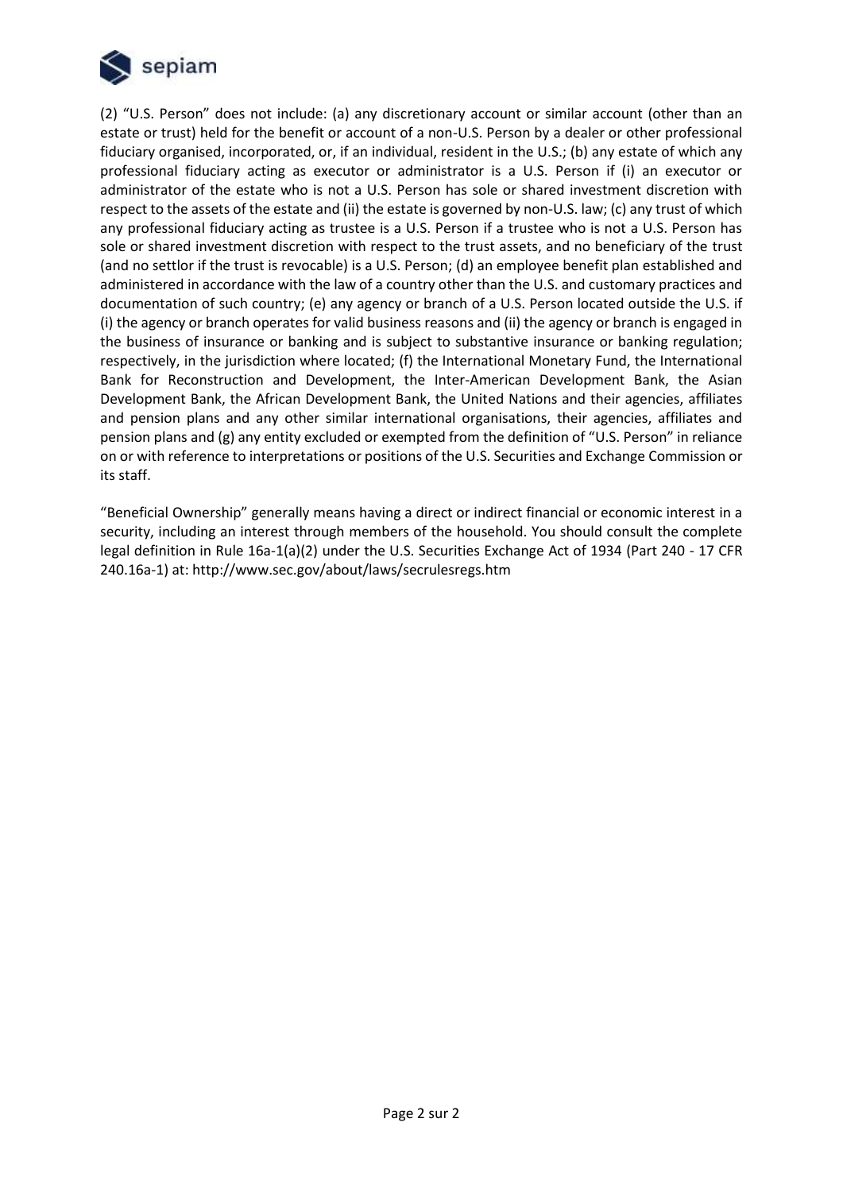(2) "U.S. Person" does not include: (a) any discretionary account or similar account (other than an estate or trust) held for the benefit or account of a non-U.S. Person by a dealer or other professional fiduciary organised, incorporated, or, if an individual, resident in the U.S.; (b) any estate of which any professional fiduciary acting as executor or administrator is a U.S. Person if (i) an executor or administrator of the estate who is not a U.S. Person has sole or shared investment discretion with respect to the assets of the estate and (ii) the estate is governed by non-U.S. law; (c) any trust of which any professional fiduciary acting as trustee is a U.S. Person if a trustee who is not a U.S. Person has sole or shared investment discretion with respect to the trust assets, and no beneficiary of the trust (and no settlor if the trust is revocable) is a U.S. Person; (d) an employee benefit plan established and administered in accordance with the law of a country other than the U.S. and customary practices and documentation of such country; (e) any agency or branch of a U.S. Person located outside the U.S. if (i) the agency or branch operates for valid business reasons and (ii) the agency or branch is engaged in the business of insurance or banking and is subject to substantive insurance or banking regulation; respectively, in the jurisdiction where located; (f) the International Monetary Fund, the International Bank for Reconstruction and Development, the Inter-American Development Bank, the Asian Development Bank, the African Development Bank, the United Nations and their agencies, affiliates and pension plans and any other similar international organisations, their agencies, affiliates and pension plans and (g) any entity excluded or exempted from the definition of "U.S. Person" in reliance on or with reference to interpretations or positions of the U.S. Securities and Exchange Commission or its staff.

"Beneficial Ownership" generally means having a direct or indirect financial or economic interest in a security, including an interest through members of the household. You should consult the complete legal definition in Rule 16a-1(a)(2) under the U.S. Securities Exchange Act of 1934 (Part 240 - 17 CFR 240.16a-1) at: http://www.sec.gov/about/laws/secrulesregs.htm